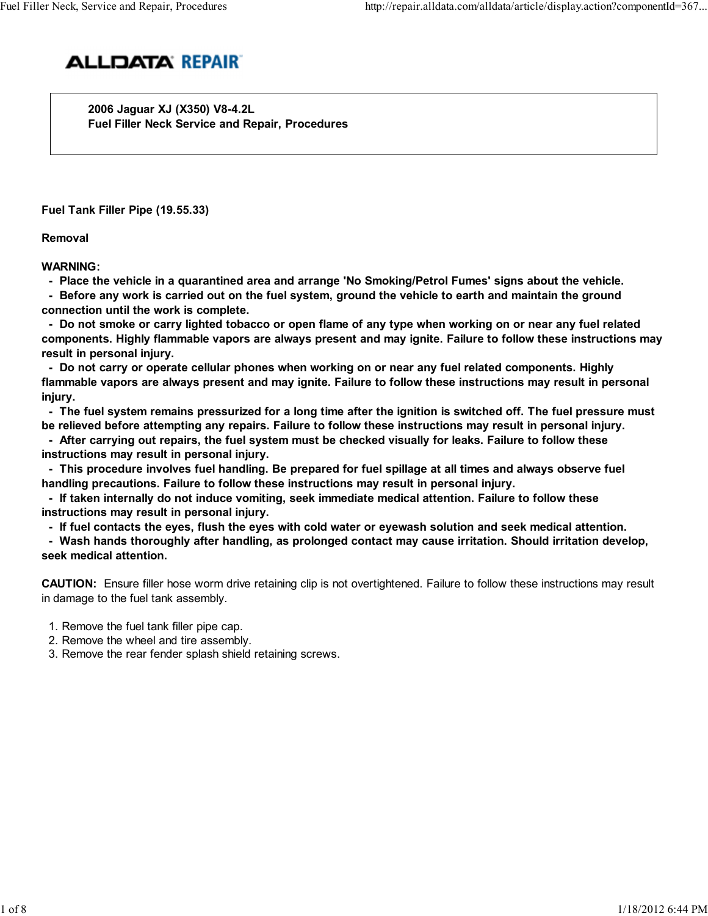ALLDATA REPAIR

**2006 Jaguar XJ (X350) V8-4.2L**
**Fuel Filler Neck Service and Repair, Procedures**

## Fuel Tank Filler Pipe (19.55.33)

### Removal

**WARNING:**

- **Place the vehicle in a quarantined area and arrange 'No Smoking/Petrol Fumes' signs about the vehicle.**
- **Before any work is carried out on the fuel system, ground the vehicle to earth and maintain the ground connection until the work is complete.**
- **Do not smoke or carry lighted tobacco or open flame of any type when working on or near any fuel related components. Highly flammable vapors are always present and may ignite. Failure to follow these instructions may result in personal injury.**
- **Do not carry or operate cellular phones when working on or near any fuel related components. Highly flammable vapors are always present and may ignite. Failure to follow these instructions may result in personal injury.**
- **The fuel system remains pressurized for a long time after the ignition is switched off. The fuel pressure must be relieved before attempting any repairs. Failure to follow these instructions may result in personal injury.**
- **After carrying out repairs, the fuel system must be checked visually for leaks. Failure to follow these instructions may result in personal injury.**
- **This procedure involves fuel handling. Be prepared for fuel spillage at all times and always observe fuel handling precautions. Failure to follow these instructions may result in personal injury.**
- **If taken internally do not induce vomiting, seek immediate medical attention. Failure to follow these instructions may result in personal injury.**
- **If fuel contacts the eyes, flush the eyes with cold water or eyewash solution and seek medical attention.**
- **Wash hands thoroughly after handling, as prolonged contact may cause irritation. Should irritation develop, seek medical attention.**

**CAUTION:** Ensure filler hose worm drive retaining clip is not overtightened. Failure to follow these instructions may result in damage to the fuel tank assembly.

1. Remove the fuel tank filler pipe cap.
2. Remove the wheel and tire assembly.
3. Remove the rear fender splash shield retaining screws.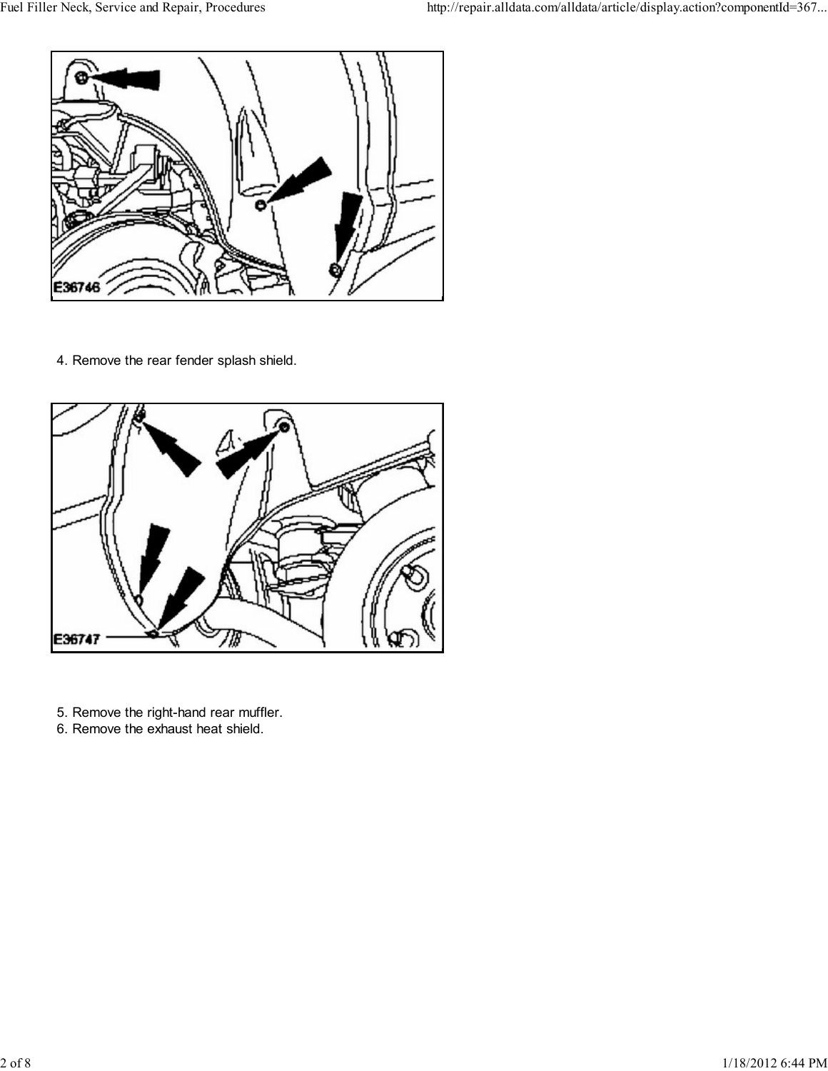E36746

4. Remove the rear fender splash shield.

E36747

5. Remove the right-hand rear muffler.
6. Remove the exhaust heat shield.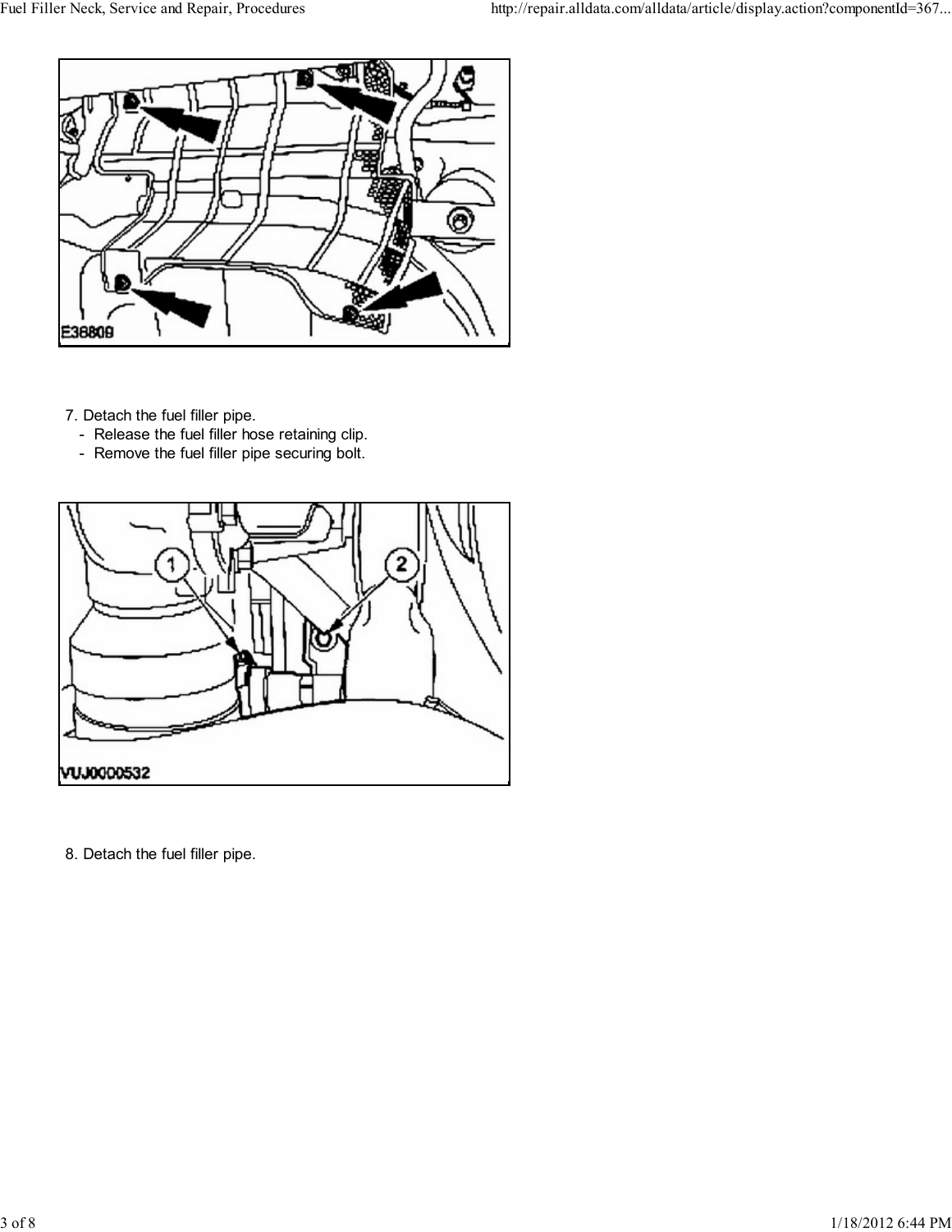7. Detach the fuel filler pipe.
   - Release the fuel filler hose retaining clip.
   - Remove the fuel filler pipe securing bolt.

8. Detach the fuel filler pipe.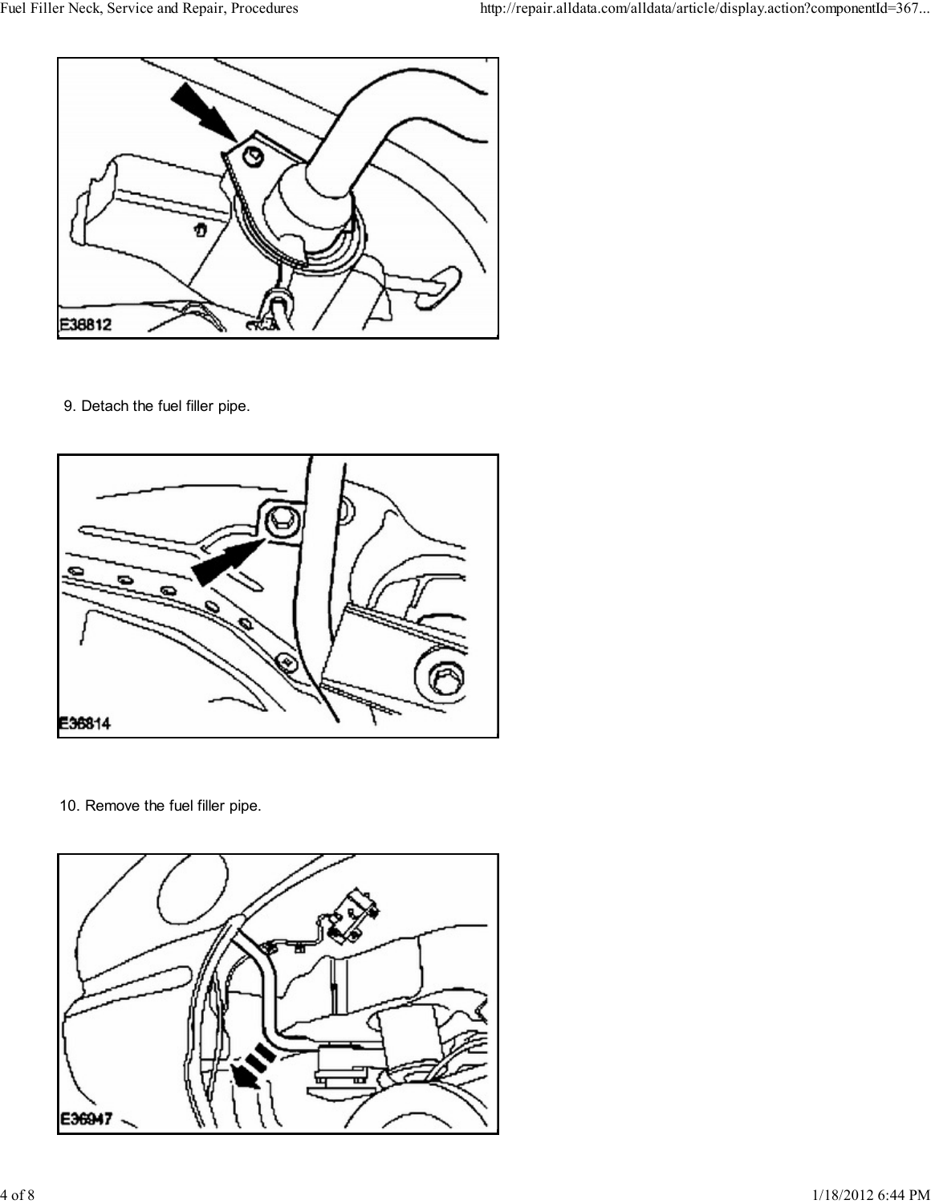E38812

9. Detach the fuel filler pipe.

E36814

10. Remove the fuel filler pipe.

E36947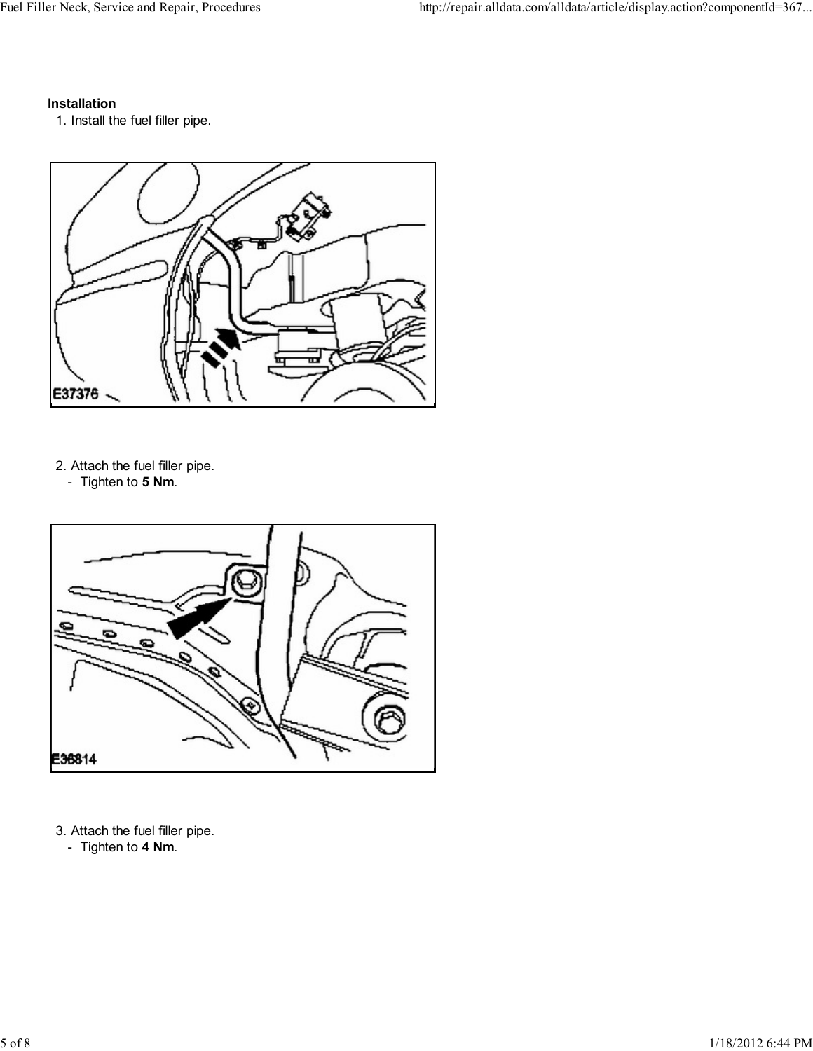**Installation**

1. Install the fuel filler pipe.

E37376

2. Attach the fuel filler pipe.
   - Tighten to **5 Nm**.

E36814

3. Attach the fuel filler pipe.
   - Tighten to **4 Nm**.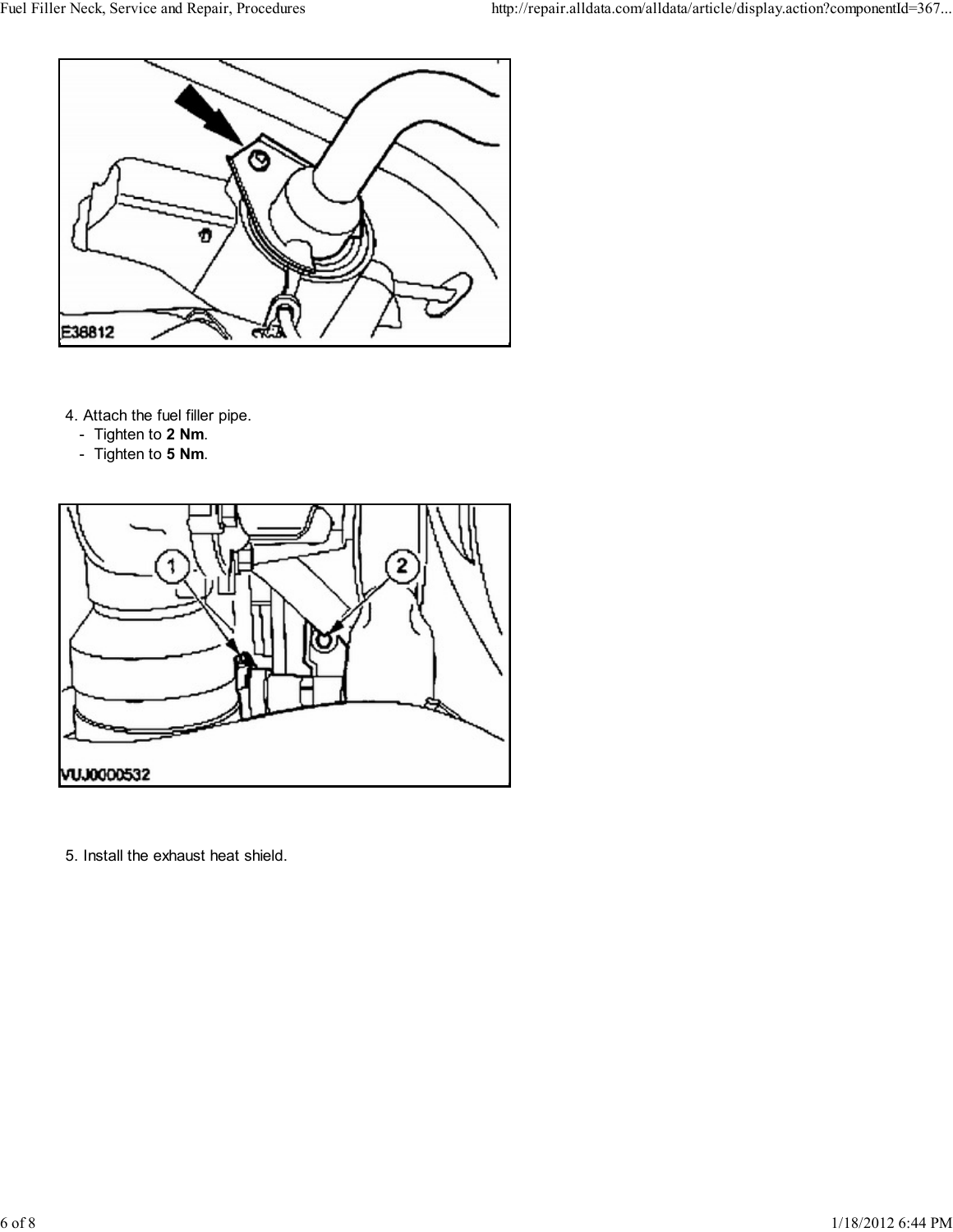4. Attach the fuel filler pipe.
   - Tighten to **2 Nm**.
   - Tighten to **5 Nm**.

5. Install the exhaust heat shield.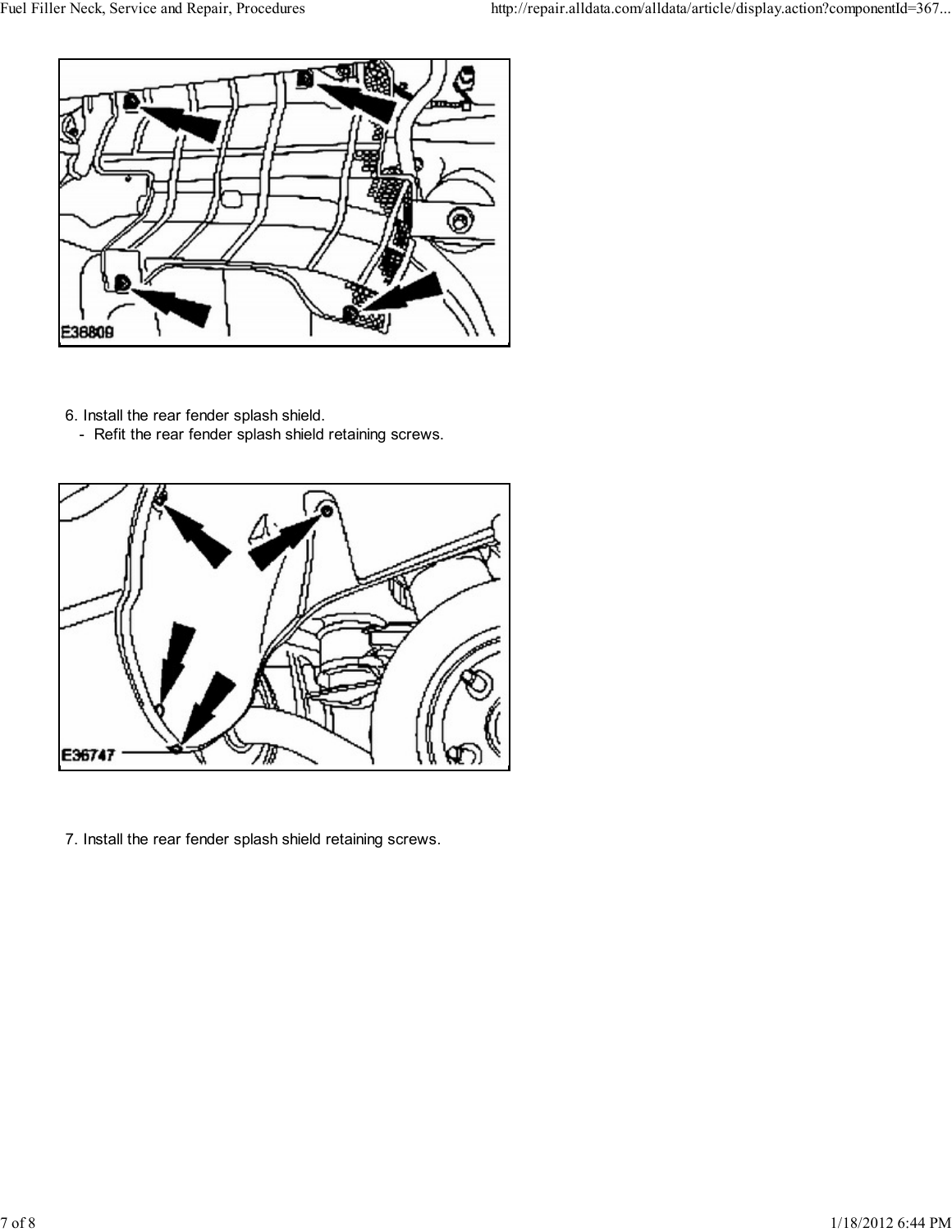6. Install the rear fender splash shield.
   - Refit the rear fender splash shield retaining screws.

7. Install the rear fender splash shield retaining screws.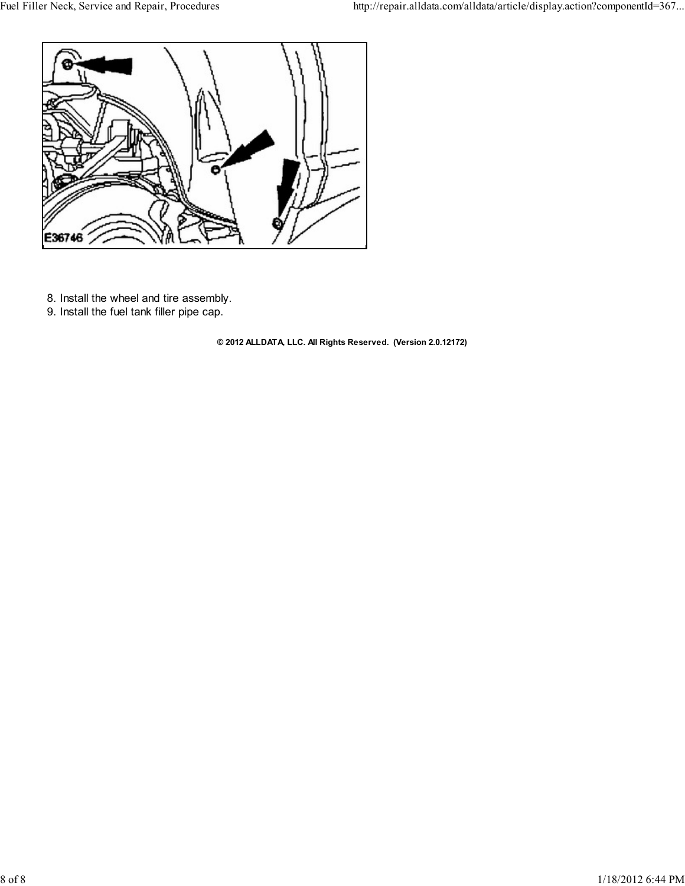E36746

8. Install the wheel and tire assembly.
9. Install the fuel tank filler pipe cap.

**© 2012 ALLDATA, LLC. All Rights Reserved. (Version 2.0.12172)**